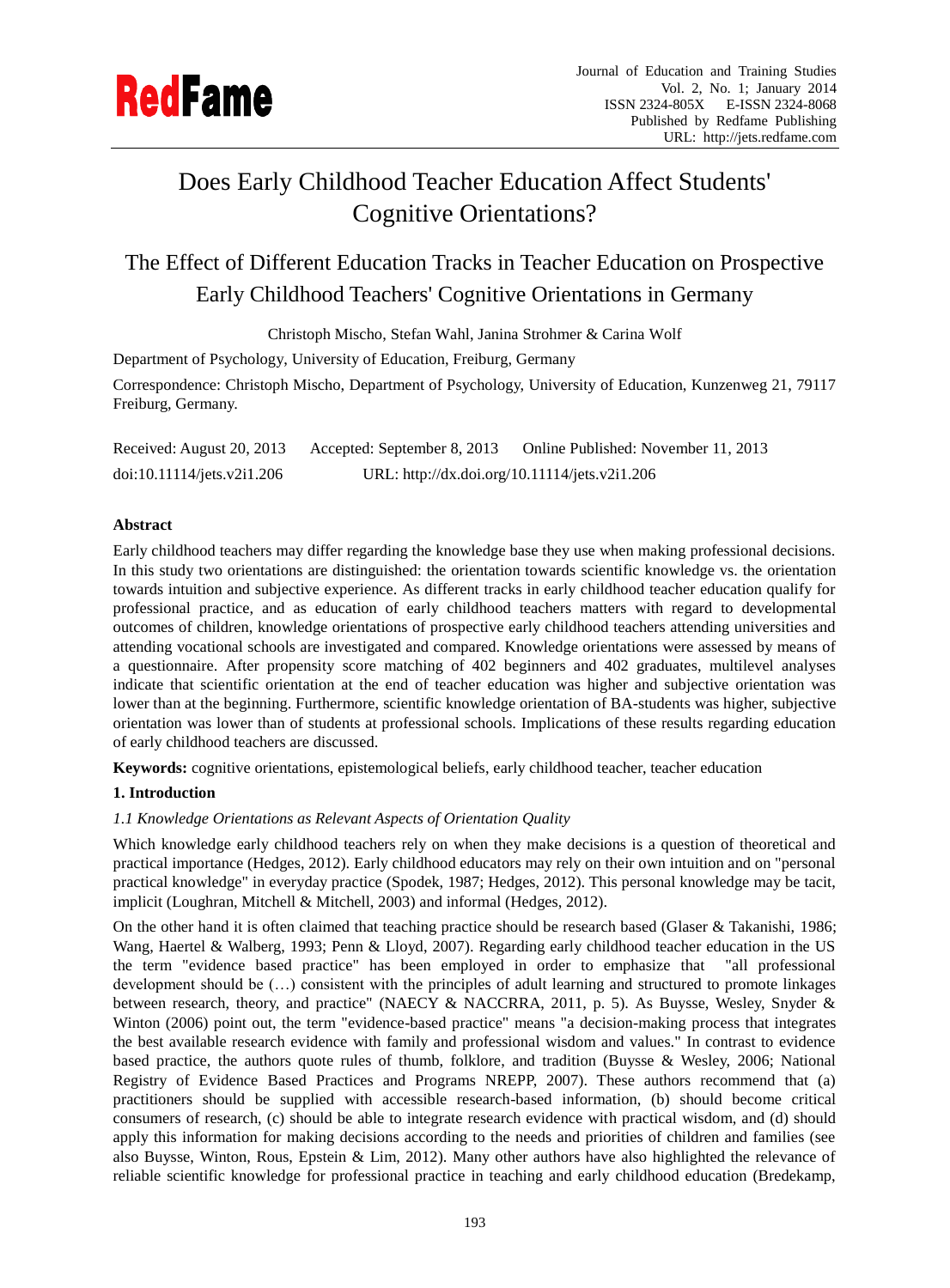# Does Early Childhood Teacher Education Affect Students' Cognitive Orientations?

## The Effect of Different Education Tracks in Teacher Education on Prospective Early Childhood Teachers' Cognitive Orientations in Germany

Christoph Mischo, Stefan Wahl, Janina Strohmer & Carina Wolf

Department of Psychology, University of Education, Freiburg, Germany

Correspondence: Christoph Mischo, Department of Psychology, University of Education, Kunzenweg 21, 79117 Freiburg, Germany.

Received: August 20, 2013 Accepted: September 8, 2013 Online Published: November 11, 2013

doi:10.11114/jets.v2i1.206 URL: http://dx.doi.org/10.11114/jets.v2i1.206

**Abstract**

Early childhood teachers may differ regarding the knowledge base they use when making professional decisions. In this study two orientations are distinguished: the orientation towards scientific knowledge vs. the orientation towards intuition and subjective experience. As different tracks in early childhood teacher education qualify for professional practice, and as education of early childhood teachers matters with regard to developmental outcomes of children, knowledge orientations of prospective early childhood teachers attending universities and attending vocational schools are investigated and compared. Knowledge orientations were assessed by means of a questionnaire. After propensity score matching of 402 beginners and 402 graduates, multilevel analyses indicate that scientific orientation at the end of teacher education was higher and subjective orientation was lower than at the beginning. Furthermore, scientific knowledge orientation of BA-students was higher, subjective orientation was lower than of students at professional schools. Implications of these results regarding education of early childhood teachers are discussed.

**Keywords:** cognitive orientations, epistemological beliefs, early childhood teacher, teacher education

### 1. Introduction

#### *1.1 Knowledge Orientations as Relevant Aspects of Orientation Quality*

Which knowledge early childhood teachers rely on when they make decisions is a question of theoretical and practical importance (Hedges, 2012). Early childhood educators may rely on their own intuition and on "personal practical knowledge" in everyday practice (Spodek, 1987; Hedges, 2012). This personal knowledge may be tacit, implicit (Loughran, Mitchell & Mitchell, 2003) and informal (Hedges, 2012).

On the other hand it is often claimed that teaching practice should be research based (Glaser & Takanishi, 1986; Wang, Haertel & Walberg, 1993; Penn & Lloyd, 2007). Regarding early childhood teacher education in the US the term "evidence based practice" has been employed in order to emphasize that "all professional development should be (…) consistent with the principles of adult learning and structured to promote linkages between research, theory, and practice" (NAECY & NACCRRA, 2011, p. 5). As Buysse, Wesley, Snyder & Winton (2006) point out, the term "evidence-based practice" means "a decision-making process that integrates the best available research evidence with family and professional wisdom and values." In contrast to evidence based practice, the authors quote rules of thumb, folklore, and tradition (Buysse & Wesley, 2006; National Registry of Evidence Based Practices and Programs NREPP, 2007). These authors recommend that (a) practitioners should be supplied with accessible research-based information, (b) should become critical consumers of research, (c) should be able to integrate research evidence with practical wisdom, and (d) should apply this information for making decisions according to the needs and priorities of children and families (see also Buysse, Winton, Rous, Epstein & Lim, 2012). Many other authors have also highlighted the relevance of reliable scientific knowledge for professional practice in teaching and early childhood education (Bredekamp,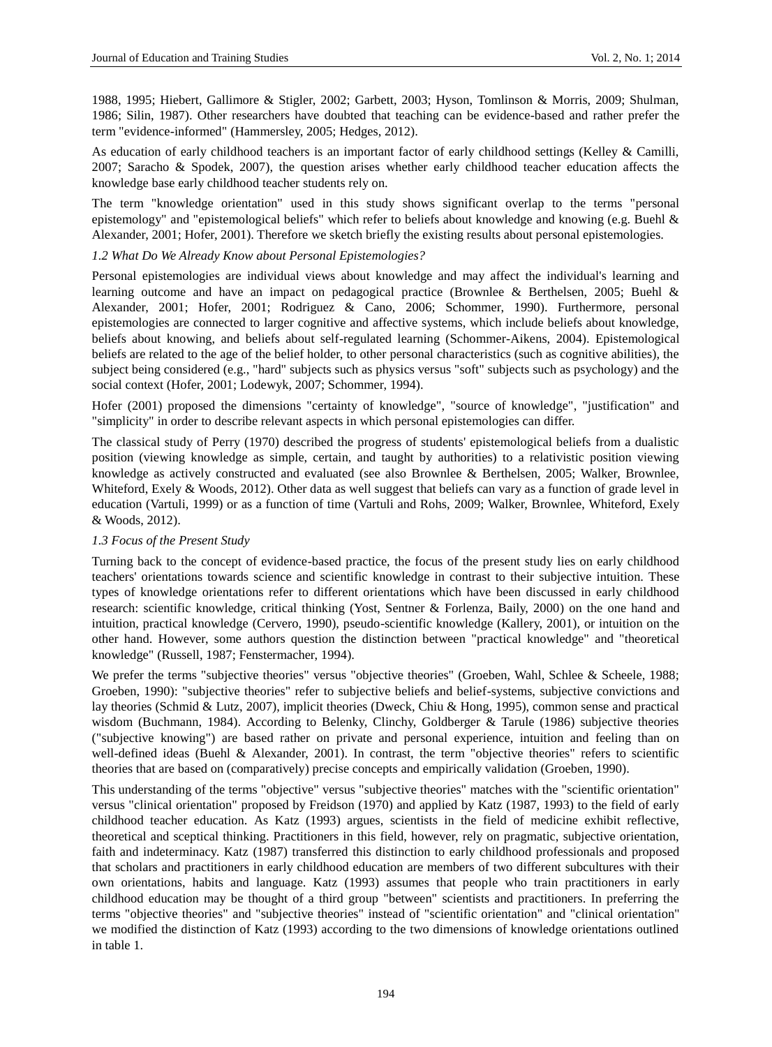1988, 1995; Hiebert, Gallimore & Stigler, 2002; Garbett, 2003; Hyson, Tomlinson & Morris, 2009; Shulman, 1986; Silin, 1987). Other researchers have doubted that teaching can be evidence-based and rather prefer the term "evidence-informed" (Hammersley, 2005; Hedges, 2012).

As education of early childhood teachers is an important factor of early childhood settings (Kelley & Camilli, 2007; Saracho & Spodek, 2007), the question arises whether early childhood teacher education affects the knowledge base early childhood teacher students rely on.

The term "knowledge orientation" used in this study shows significant overlap to the terms "personal epistemology" and "epistemological beliefs" which refer to beliefs about knowledge and knowing (e.g. Buehl & Alexander, 2001; Hofer, 2001). Therefore we sketch briefly the existing results about personal epistemologies.

### *1.2 What Do We Already Know about Personal Epistemologies?*

Personal epistemologies are individual views about knowledge and may affect the individual's learning and learning outcome and have an impact on pedagogical practice (Brownlee & Berthelsen, 2005; Buehl & Alexander, 2001; Hofer, 2001; Rodriguez & Cano, 2006; Schommer, 1990). Furthermore, personal epistemologies are connected to larger cognitive and affective systems, which include beliefs about knowledge, beliefs about knowing, and beliefs about self-regulated learning (Schommer-Aikens, 2004). Epistemological beliefs are related to the age of the belief holder, to other personal characteristics (such as cognitive abilities), the subject being considered (e.g., "hard" subjects such as physics versus "soft" subjects such as psychology) and the social context (Hofer, 2001; Lodewyk, 2007; Schommer, 1994).

Hofer (2001) proposed the dimensions "certainty of knowledge", "source of knowledge", "justification" and "simplicity" in order to describe relevant aspects in which personal epistemologies can differ.

The classical study of Perry (1970) described the progress of students' epistemological beliefs from a dualistic position (viewing knowledge as simple, certain, and taught by authorities) to a relativistic position viewing knowledge as actively constructed and evaluated (see also Brownlee & Berthelsen, 2005; Walker, Brownlee, Whiteford, Exely & Woods, 2012). Other data as well suggest that beliefs can vary as a function of grade level in education (Vartuli, 1999) or as a function of time (Vartuli and Rohs, 2009; Walker, Brownlee, Whiteford, Exely & Woods, 2012).

### *1.3 Focus of the Present Study*

Turning back to the concept of evidence-based practice, the focus of the present study lies on early childhood teachers' orientations towards science and scientific knowledge in contrast to their subjective intuition. These types of knowledge orientations refer to different orientations which have been discussed in early childhood research: scientific knowledge, critical thinking (Yost, Sentner & Forlenza, Baily, 2000) on the one hand and intuition, practical knowledge (Cervero, 1990), pseudo-scientific knowledge (Kallery, 2001), or intuition on the other hand. However, some authors question the distinction between "practical knowledge" and "theoretical knowledge" (Russell, 1987; Fenstermacher, 1994).

We prefer the terms "subjective theories" versus "objective theories" (Groeben, Wahl, Schlee & Scheele, 1988; Groeben, 1990): "subjective theories" refer to subjective beliefs and belief-systems, subjective convictions and lay theories (Schmid & Lutz, 2007), implicit theories (Dweck, Chiu & Hong, 1995), common sense and practical wisdom (Buchmann, 1984). According to Belenky, Clinchy, Goldberger & Tarule (1986) subjective theories ("subjective knowing") are based rather on private and personal experience, intuition and feeling than on well-defined ideas (Buehl & Alexander, 2001). In contrast, the term "objective theories" refers to scientific theories that are based on (comparatively) precise concepts and empirically validation (Groeben, 1990).

This understanding of the terms "objective" versus "subjective theories" matches with the "scientific orientation" versus "clinical orientation" proposed by Freidson (1970) and applied by Katz (1987, 1993) to the field of early childhood teacher education. As Katz (1993) argues, scientists in the field of medicine exhibit reflective, theoretical and sceptical thinking. Practitioners in this field, however, rely on pragmatic, subjective orientation, faith and indeterminacy. Katz (1987) transferred this distinction to early childhood professionals and proposed that scholars and practitioners in early childhood education are members of two different subcultures with their own orientations, habits and language. Katz (1993) assumes that people who train practitioners in early childhood education may be thought of a third group "between" scientists and practitioners. In preferring the terms "objective theories" and "subjective theories" instead of "scientific orientation" and "clinical orientation" we modified the distinction of Katz (1993) according to the two dimensions of knowledge orientations outlined in table 1.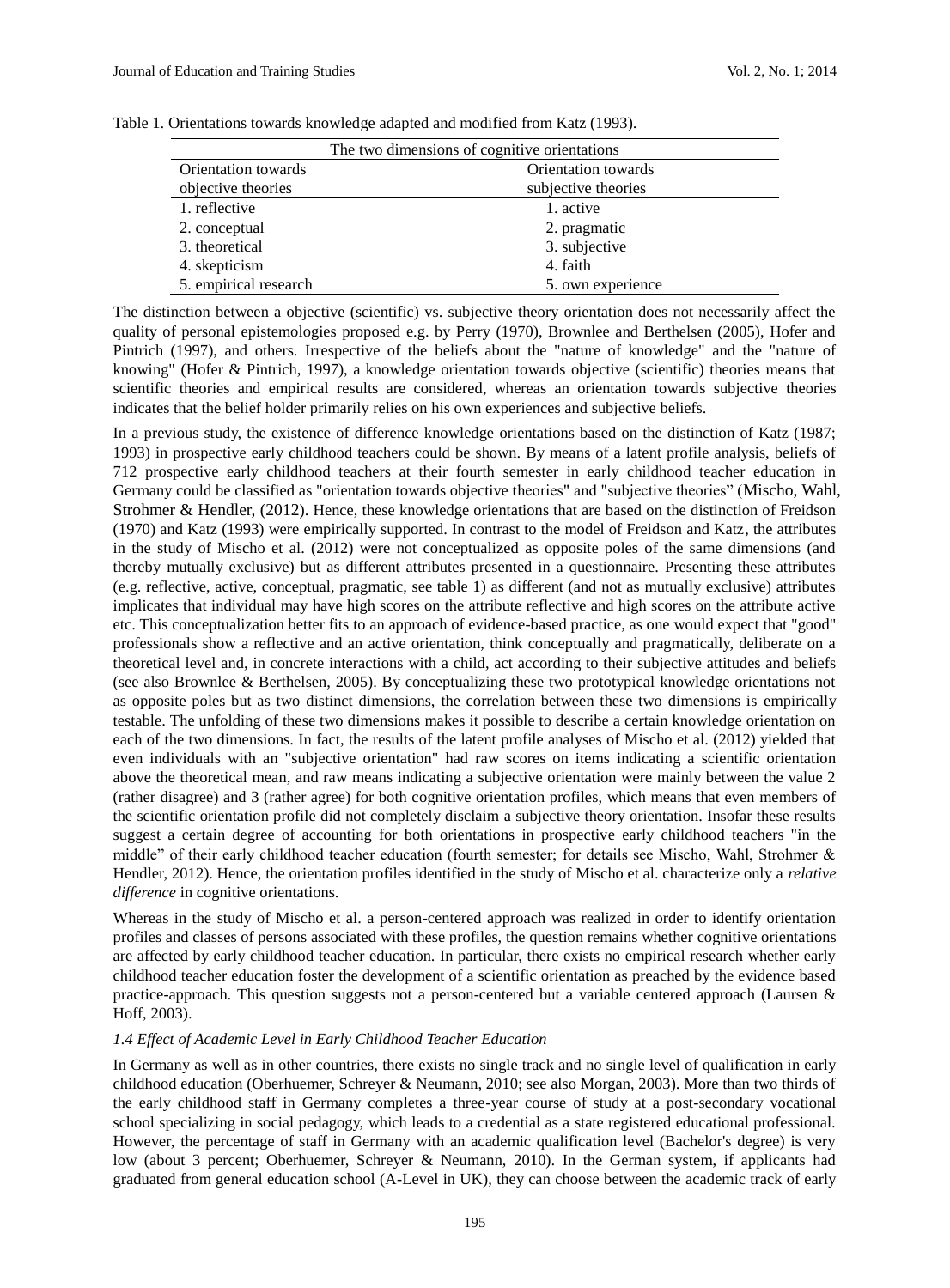Table 1. Orientations towards knowledge adapted and modified from Katz (1993).

| The two dimensions of cognitive orientations | |
|---|---|
| Orientation towards objective theories | Orientation towards subjective theories |
| 1. reflective | 1. active |
| 2. conceptual | 2. pragmatic |
| 3. theoretical | 3. subjective |
| 4. skepticism | 4. faith |
| 5. empirical research | 5. own experience |

The distinction between a objective (scientific) vs. subjective theory orientation does not necessarily affect the quality of personal epistemologies proposed e.g. by Perry (1970), Brownlee and Berthelsen (2005), Hofer and Pintrich (1997), and others. Irrespective of the beliefs about the "nature of knowledge" and the "nature of knowing" (Hofer & Pintrich, 1997), a knowledge orientation towards objective (scientific) theories means that scientific theories and empirical results are considered, whereas an orientation towards subjective theories indicates that the belief holder primarily relies on his own experiences and subjective beliefs.

In a previous study, the existence of difference knowledge orientations based on the distinction of Katz (1987; 1993) in prospective early childhood teachers could be shown. By means of a latent profile analysis, beliefs of 712 prospective early childhood teachers at their fourth semester in early childhood teacher education in Germany could be classified as "orientation towards objective theories" and "subjective theories" (Mischo, Wahl, Strohmer & Hendler, (2012). Hence, these knowledge orientations that are based on the distinction of Freidson (1970) and Katz (1993) were empirically supported. In contrast to the model of Freidson and Katz, the attributes in the study of Mischo et al. (2012) were not conceptualized as opposite poles of the same dimensions (and thereby mutually exclusive) but as different attributes presented in a questionnaire. Presenting these attributes (e.g. reflective, active, conceptual, pragmatic, see table 1) as different (and not as mutually exclusive) attributes implicates that individual may have high scores on the attribute reflective and high scores on the attribute active etc. This conceptualization better fits to an approach of evidence-based practice, as one would expect that "good" professionals show a reflective and an active orientation, think conceptually and pragmatically, deliberate on a theoretical level and, in concrete interactions with a child, act according to their subjective attitudes and beliefs (see also Brownlee & Berthelsen, 2005). By conceptualizing these two prototypical knowledge orientations not as opposite poles but as two distinct dimensions, the correlation between these two dimensions is empirically testable. The unfolding of these two dimensions makes it possible to describe a certain knowledge orientation on each of the two dimensions. In fact, the results of the latent profile analyses of Mischo et al. (2012) yielded that even individuals with an "subjective orientation" had raw scores on items indicating a scientific orientation above the theoretical mean, and raw means indicating a subjective orientation were mainly between the value 2 (rather disagree) and 3 (rather agree) for both cognitive orientation profiles, which means that even members of the scientific orientation profile did not completely disclaim a subjective theory orientation. Insofar these results suggest a certain degree of accounting for both orientations in prospective early childhood teachers "in the middle" of their early childhood teacher education (fourth semester; for details see Mischo, Wahl, Strohmer & Hendler, 2012). Hence, the orientation profiles identified in the study of Mischo et al. characterize only a *relative difference* in cognitive orientations.

Whereas in the study of Mischo et al. a person-centered approach was realized in order to identify orientation profiles and classes of persons associated with these profiles, the question remains whether cognitive orientations are affected by early childhood teacher education. In particular, there exists no empirical research whether early childhood teacher education foster the development of a scientific orientation as preached by the evidence based practice-approach. This question suggests not a person-centered but a variable centered approach (Laursen & Hoff, 2003).

### *1.4 Effect of Academic Level in Early Childhood Teacher Education*

In Germany as well as in other countries, there exists no single track and no single level of qualification in early childhood education (Oberhuemer, Schreyer & Neumann, 2010; see also Morgan, 2003). More than two thirds of the early childhood staff in Germany completes a three-year course of study at a post-secondary vocational school specializing in social pedagogy, which leads to a credential as a state registered educational professional. However, the percentage of staff in Germany with an academic qualification level (Bachelor's degree) is very low (about 3 percent; Oberhuemer, Schreyer & Neumann, 2010). In the German system, if applicants had graduated from general education school (A-Level in UK), they can choose between the academic track of early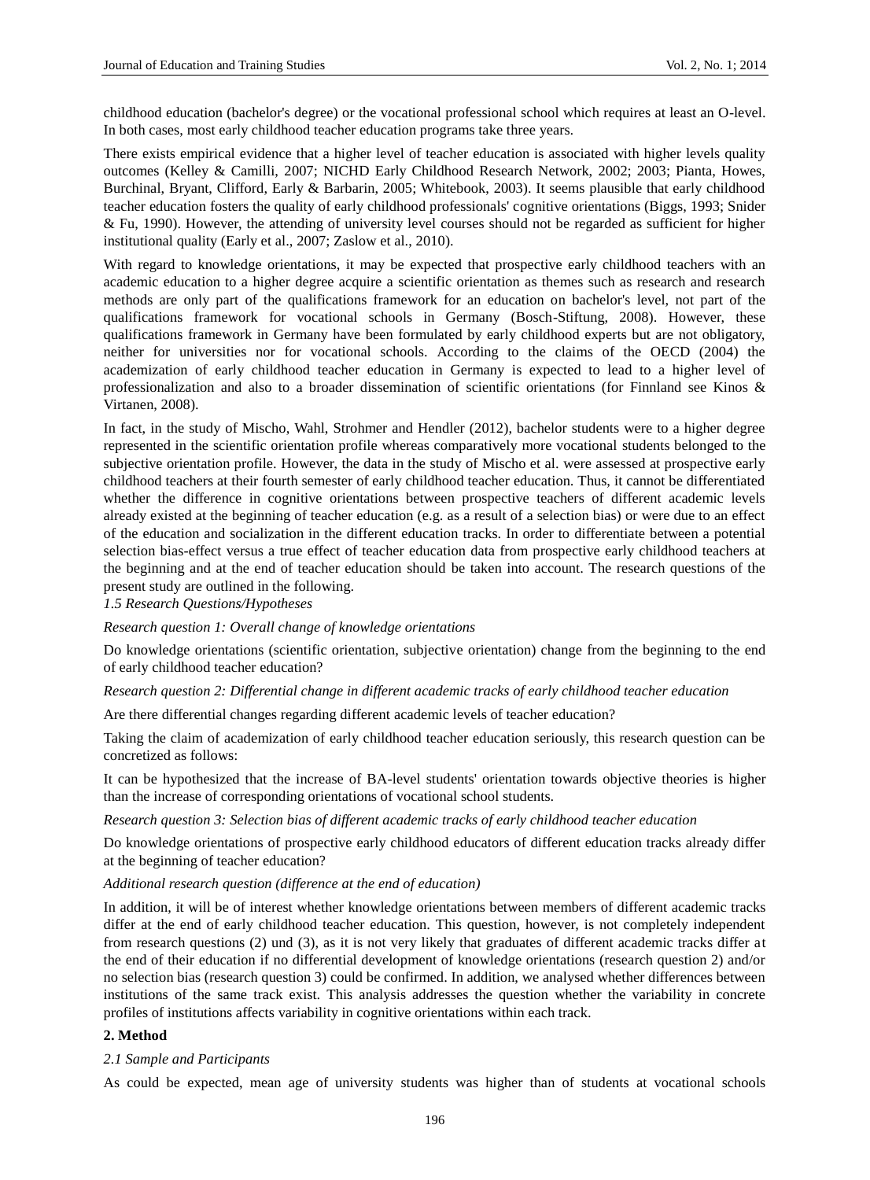childhood education (bachelor's degree) or the vocational professional school which requires at least an O-level. In both cases, most early childhood teacher education programs take three years.

There exists empirical evidence that a higher level of teacher education is associated with higher levels quality outcomes (Kelley & Camilli, 2007; NICHD Early Childhood Research Network, 2002; 2003; Pianta, Howes, Burchinal, Bryant, Clifford, Early & Barbarin, 2005; Whitebook, 2003). It seems plausible that early childhood teacher education fosters the quality of early childhood professionals' cognitive orientations (Biggs, 1993; Snider & Fu, 1990). However, the attending of university level courses should not be regarded as sufficient for higher institutional quality (Early et al., 2007; Zaslow et al., 2010).

With regard to knowledge orientations, it may be expected that prospective early childhood teachers with an academic education to a higher degree acquire a scientific orientation as themes such as research and research methods are only part of the qualifications framework for an education on bachelor's level, not part of the qualifications framework for vocational schools in Germany (Bosch-Stiftung, 2008). However, these qualifications framework in Germany have been formulated by early childhood experts but are not obligatory, neither for universities nor for vocational schools. According to the claims of the OECD (2004) the academization of early childhood teacher education in Germany is expected to lead to a higher level of professionalization and also to a broader dissemination of scientific orientations (for Finnland see Kinos & Virtanen, 2008).

In fact, in the study of Mischo, Wahl, Strohmer and Hendler (2012), bachelor students were to a higher degree represented in the scientific orientation profile whereas comparatively more vocational students belonged to the subjective orientation profile. However, the data in the study of Mischo et al. were assessed at prospective early childhood teachers at their fourth semester of early childhood teacher education. Thus, it cannot be differentiated whether the difference in cognitive orientations between prospective teachers of different academic levels already existed at the beginning of teacher education (e.g. as a result of a selection bias) or were due to an effect of the education and socialization in the different education tracks. In order to differentiate between a potential selection bias-effect versus a true effect of teacher education data from prospective early childhood teachers at the beginning and at the end of teacher education should be taken into account. The research questions of the present study are outlined in the following.

### *1.5 Research Questions/Hypotheses*

*Research question 1: Overall change of knowledge orientations*

Do knowledge orientations (scientific orientation, subjective orientation) change from the beginning to the end of early childhood teacher education?

*Research question 2: Differential change in different academic tracks of early childhood teacher education*

Are there differential changes regarding different academic levels of teacher education?

Taking the claim of academization of early childhood teacher education seriously, this research question can be concretized as follows:

It can be hypothesized that the increase of BA-level students' orientation towards objective theories is higher than the increase of corresponding orientations of vocational school students.

*Research question 3: Selection bias of different academic tracks of early childhood teacher education*

Do knowledge orientations of prospective early childhood educators of different education tracks already differ at the beginning of teacher education?

*Additional research question (difference at the end of education)*

In addition, it will be of interest whether knowledge orientations between members of different academic tracks differ at the end of early childhood teacher education. This question, however, is not completely independent from research questions (2) und (3), as it is not very likely that graduates of different academic tracks differ at the end of their education if no differential development of knowledge orientations (research question 2) and/or no selection bias (research question 3) could be confirmed. In addition, we analysed whether differences between institutions of the same track exist. This analysis addresses the question whether the variability in concrete profiles of institutions affects variability in cognitive orientations within each track.

## **2. Method**

### *2.1 Sample and Participants*

As could be expected, mean age of university students was higher than of students at vocational schools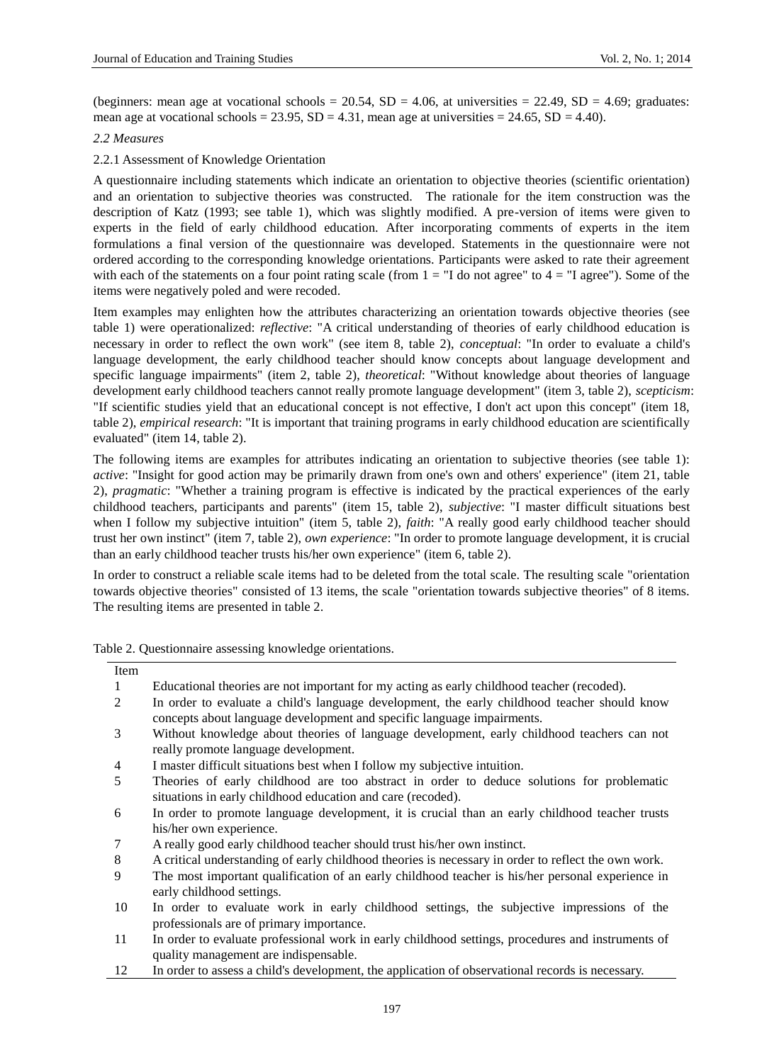(beginners: mean age at vocational schools = 20.54, SD = 4.06, at universities = 22.49, SD = 4.69; graduates: mean age at vocational schools = 23.95, SD = 4.31, mean age at universities = 24.65, SD = 4.40).

### *2.2 Measures*

#### 2.2.1 Assessment of Knowledge Orientation

A questionnaire including statements which indicate an orientation to objective theories (scientific orientation) and an orientation to subjective theories was constructed. The rationale for the item construction was the description of Katz (1993; see table 1), which was slightly modified. A pre-version of items were given to experts in the field of early childhood education. After incorporating comments of experts in the item formulations a final version of the questionnaire was developed. Statements in the questionnaire were not ordered according to the corresponding knowledge orientations. Participants were asked to rate their agreement with each of the statements on a four point rating scale (from 1 = "I do not agree" to 4 = "I agree"). Some of the items were negatively poled and were recoded.

Item examples may enlighten how the attributes characterizing an orientation towards objective theories (see table 1) were operationalized: *reflective*: "A critical understanding of theories of early childhood education is necessary in order to reflect the own work" (see item 8, table 2), *conceptual*: "In order to evaluate a child's language development, the early childhood teacher should know concepts about language development and specific language impairments" (item 2, table 2), *theoretical*: "Without knowledge about theories of language development early childhood teachers cannot really promote language development" (item 3, table 2), *scepticism*: "If scientific studies yield that an educational concept is not effective, I don't act upon this concept" (item 18, table 2), *empirical research*: "It is important that training programs in early childhood education are scientifically evaluated" (item 14, table 2).

The following items are examples for attributes indicating an orientation to subjective theories (see table 1): *active*: "Insight for good action may be primarily drawn from one's own and others' experience" (item 21, table 2), *pragmatic*: "Whether a training program is effective is indicated by the practical experiences of the early childhood teachers, participants and parents" (item 15, table 2), *subjective*: "I master difficult situations best when I follow my subjective intuition" (item 5, table 2), *faith*: "A really good early childhood teacher should trust her own instinct" (item 7, table 2), *own experience*: "In order to promote language development, it is crucial than an early childhood teacher trusts his/her own experience" (item 6, table 2).

In order to construct a reliable scale items had to be deleted from the total scale. The resulting scale "orientation towards objective theories" consisted of 13 items, the scale "orientation towards subjective theories" of 8 items. The resulting items are presented in table 2.

Table 2. Questionnaire assessing knowledge orientations.

| Item | |
|---|---|
| 1 | Educational theories are not important for my acting as early childhood teacher (recoded). |
| 2 | In order to evaluate a child's language development, the early childhood teacher should know concepts about language development and specific language impairments. |
| 3 | Without knowledge about theories of language development, early childhood teachers can not really promote language development. |
| 4 | I master difficult situations best when I follow my subjective intuition. |
| 5 | Theories of early childhood are too abstract in order to deduce solutions for problematic situations in early childhood education and care (recoded). |
| 6 | In order to promote language development, it is crucial than an early childhood teacher trusts his/her own experience. |
| 7 | A really good early childhood teacher should trust his/her own instinct. |
| 8 | A critical understanding of early childhood theories is necessary in order to reflect the own work. |
| 9 | The most important qualification of an early childhood teacher is his/her personal experience in early childhood settings. |
| 10 | In order to evaluate work in early childhood settings, the subjective impressions of the professionals are of primary importance. |
| 11 | In order to evaluate professional work in early childhood settings, procedures and instruments of quality management are indispensable. |
| 12 | In order to assess a child's development, the application of observational records is necessary. |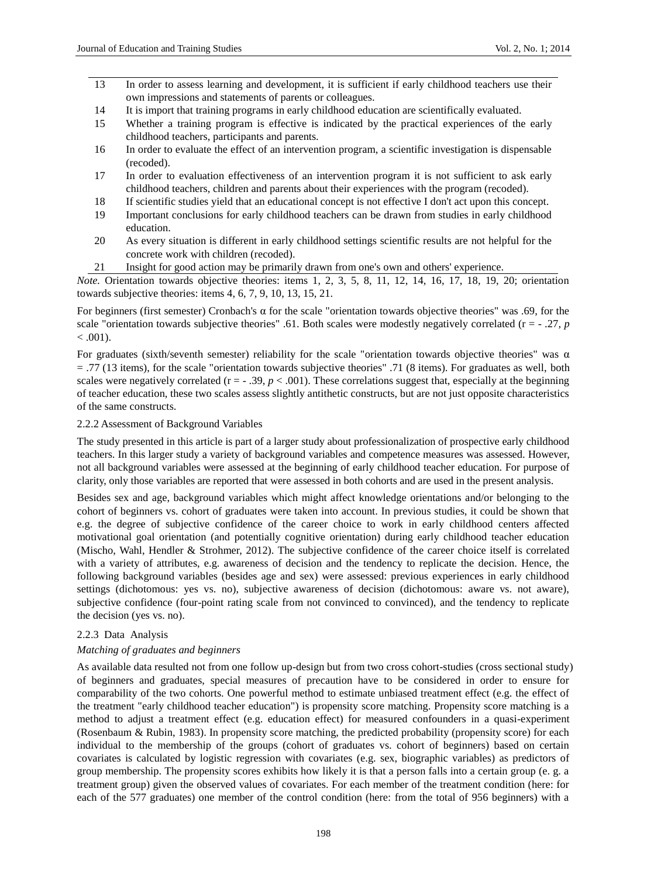| | |
|---|---|
| 13 | In order to assess learning and development, it is sufficient if early childhood teachers use their own impressions and statements of parents or colleagues. |
| 14 | It is import that training programs in early childhood education are scientifically evaluated. |
| 15 | Whether a training program is effective is indicated by the practical experiences of the early childhood teachers, participants and parents. |
| 16 | In order to evaluate the effect of an intervention program, a scientific investigation is dispensable (recoded). |
| 17 | In order to evaluation effectiveness of an intervention program it is not sufficient to ask early childhood teachers, children and parents about their experiences with the program (recoded). |
| 18 | If scientific studies yield that an educational concept is not effective I don't act upon this concept. |
| 19 | Important conclusions for early childhood teachers can be drawn from studies in early childhood education. |
| 20 | As every situation is different in early childhood settings scientific results are not helpful for the concrete work with children (recoded). |
| 21 | Insight for good action may be primarily drawn from one's own and others' experience. |

*Note.* Orientation towards objective theories: items 1, 2, 3, 5, 8, 11, 12, 14, 16, 17, 18, 19, 20; orientation towards subjective theories: items 4, 6, 7, 9, 10, 13, 15, 21.

For beginners (first semester) Cronbach's α for the scale "orientation towards objective theories" was .69, for the scale "orientation towards subjective theories" .61. Both scales were modestly negatively correlated ($r = -.27$, $p < .001$).

For graduates (sixth/seventh semester) reliability for the scale "orientation towards objective theories" was $\alpha = .77$ (13 items), for the scale "orientation towards subjective theories" .71 (8 items). For graduates as well, both scales were negatively correlated ($r = -.39$, $p < .001$). These correlations suggest that, especially at the beginning of teacher education, these two scales assess slightly antithetic constructs, but are not just opposite characteristics of the same constructs.

2.2.2 Assessment of Background Variables

The study presented in this article is part of a larger study about professionalization of prospective early childhood teachers. In this larger study a variety of background variables and competence measures was assessed. However, not all background variables were assessed at the beginning of early childhood teacher education. For purpose of clarity, only those variables are reported that were assessed in both cohorts and are used in the present analysis.

Besides sex and age, background variables which might affect knowledge orientations and/or belonging to the cohort of beginners vs. cohort of graduates were taken into account. In previous studies, it could be shown that e.g. the degree of subjective confidence of the career choice to work in early childhood centers affected motivational goal orientation (and potentially cognitive orientation) during early childhood teacher education (Mischo, Wahl, Hendler & Strohmer, 2012). The subjective confidence of the career choice itself is correlated with a variety of attributes, e.g. awareness of decision and the tendency to replicate the decision. Hence, the following background variables (besides age and sex) were assessed: previous experiences in early childhood settings (dichotomous: yes vs. no), subjective awareness of decision (dichotomous: aware vs. not aware), subjective confidence (four-point rating scale from not convinced to convinced), and the tendency to replicate the decision (yes vs. no).

2.2.3 Data Analysis

*Matching of graduates and beginners*

As available data resulted not from one follow up-design but from two cross cohort-studies (cross sectional study) of beginners and graduates, special measures of precaution have to be considered in order to ensure for comparability of the two cohorts. One powerful method to estimate unbiased treatment effect (e.g. the effect of the treatment "early childhood teacher education") is propensity score matching. Propensity score matching is a method to adjust a treatment effect (e.g. education effect) for measured confounders in a quasi-experiment (Rosenbaum & Rubin, 1983). In propensity score matching, the predicted probability (propensity score) for each individual to the membership of the groups (cohort of graduates vs. cohort of beginners) based on certain covariates is calculated by logistic regression with covariates (e.g. sex, biographic variables) as predictors of group membership. The propensity scores exhibits how likely it is that a person falls into a certain group (e. g. a treatment group) given the observed values of covariates. For each member of the treatment condition (here: for each of the 577 graduates) one member of the control condition (here: from the total of 956 beginners) with a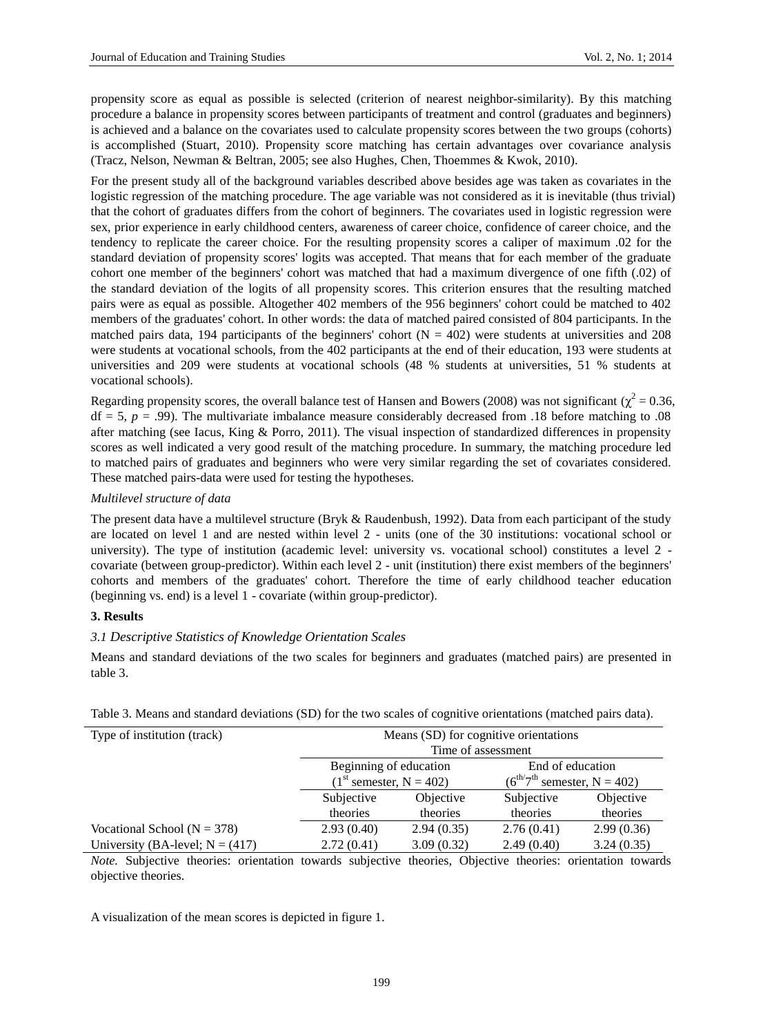propensity score as equal as possible is selected (criterion of nearest neighbor-similarity). By this matching procedure a balance in propensity scores between participants of treatment and control (graduates and beginners) is achieved and a balance on the covariates used to calculate propensity scores between the two groups (cohorts) is accomplished (Stuart, 2010). Propensity score matching has certain advantages over covariance analysis (Tracz, Nelson, Newman & Beltran, 2005; see also Hughes, Chen, Thoemmes & Kwok, 2010).

For the present study all of the background variables described above besides age was taken as covariates in the logistic regression of the matching procedure. The age variable was not considered as it is inevitable (thus trivial) that the cohort of graduates differs from the cohort of beginners. The covariates used in logistic regression were sex, prior experience in early childhood centers, awareness of career choice, confidence of career choice, and the tendency to replicate the career choice. For the resulting propensity scores a caliper of maximum .02 for the standard deviation of propensity scores' logits was accepted. That means that for each member of the graduate cohort one member of the beginners' cohort was matched that had a maximum divergence of one fifth (.02) of the standard deviation of the logits of all propensity scores. This criterion ensures that the resulting matched pairs were as equal as possible. Altogether 402 members of the 956 beginners' cohort could be matched to 402 members of the graduates' cohort. In other words: the data of matched paired consisted of 804 participants. In the matched pairs data, 194 participants of the beginners' cohort (N = 402) were students at universities and 208 were students at vocational schools, from the 402 participants at the end of their education, 193 were students at universities and 209 were students at vocational schools (48 % students at universities, 51 % students at vocational schools).

Regarding propensity scores, the overall balance test of Hansen and Bowers (2008) was not significant ($\chi^2 = 0.36$, df = 5, $p = .99$). The multivariate imbalance measure considerably decreased from .18 before matching to .08 after matching (see Iacus, King & Porro, 2011). The visual inspection of standardized differences in propensity scores as well indicated a very good result of the matching procedure. In summary, the matching procedure led to matched pairs of graduates and beginners who were very similar regarding the set of covariates considered. These matched pairs-data were used for testing the hypotheses.

*Multilevel structure of data*

The present data have a multilevel structure (Bryk & Raudenbush, 1992). Data from each participant of the study are located on level 1 and are nested within level 2 - units (one of the 30 institutions: vocational school or university). The type of institution (academic level: university vs. vocational school) constitutes a level 2 - covariate (between group-predictor). Within each level 2 - unit (institution) there exist members of the beginners' cohorts and members of the graduates' cohort. Therefore the time of early childhood teacher education (beginning vs. end) is a level 1 - covariate (within group-predictor).

## 3. Results

### *3.1 Descriptive Statistics of Knowledge Orientation Scales*

Means and standard deviations of the two scales for beginners and graduates (matched pairs) are presented in table 3.

Table 3. Means and standard deviations (SD) for the two scales of cognitive orientations (matched pairs data).

| Type of institution (track) | Means (SD) for cognitive orientations | | | |
|---|---|---|---|---|
| | Time of assessment | | | |
| | Beginning of education ($1^{st}$ semester, N = 402) | | End of education ($6^{th}/7^{th}$ semester, N = 402) | |
| | Subjective theories | Objective theories | Subjective theories | Objective theories |
| Vocational School (N = 378) | 2.93 (0.40) | 2.94 (0.35) | 2.76 (0.41) | 2.99 (0.36) |
| University (BA-level; N = (417) | 2.72 (0.41) | 3.09 (0.32) | 2.49 (0.40) | 3.24 (0.35) |

*Note.* Subjective theories: orientation towards subjective theories, Objective theories: orientation towards objective theories.

A visualization of the mean scores is depicted in figure 1.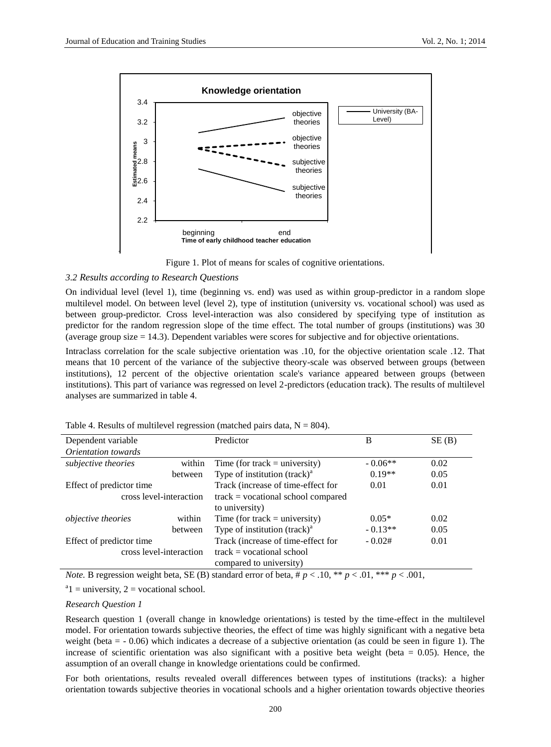Figure 1. Plot of means for scales of cognitive orientations.

*3.2 Results according to Research Questions*

On individual level (level 1), time (beginning vs. end) was used as within group-predictor in a random slope multilevel model. On between level (level 2), type of institution (university vs. vocational school) was used as between group-predictor. Cross level-interaction was also considered by specifying type of institution as predictor for the random regression slope of the time effect. The total number of groups (institutions) was 30 (average group size = 14.3). Dependent variables were scores for subjective and for objective orientations.

Intraclass correlation for the scale subjective orientation was .10, for the objective orientation scale .12. That means that 10 percent of the variance of the subjective theory-scale was observed between groups (between institutions), 12 percent of the objective orientation scale's variance appeared between groups (between institutions). This part of variance was regressed on level 2-predictors (education track). The results of multilevel analyses are summarized in table 4.

Table 4. Results of multilevel regression (matched pairs data, N = 804).

| Dependent variable *Orientation towards* | | Predictor | B | SE (B) |
|---|---|---|---|---|
| *subjective theories* | within | Time (for track = university) | - 0.06** | 0.02 |
| | between | Type of institution (track)[a] | 0.19** | 0.05 |
| Effect of predictor time | cross level-interaction | Track (increase of time-effect for track = vocational school compared to university) | 0.01 | 0.01 |
| *objective theories* | within | Time (for track = university) | 0.05* | 0.02 |
| | between | Type of institution (track)[a] | - 0.13** | 0.05 |
| Effect of predictor time | cross level-interaction | Track (increase of time-effect for track = vocational school compared to university) | - 0.02# | 0.01 |

*Note.* B regression weight beta, SE (B) standard error of beta, # $p < .10$, ** $p < .01$, *** $p < .001$,

[a]1 = university, 2 = vocational school.

*Research Question 1*

Research question 1 (overall change in knowledge orientations) is tested by the time-effect in the multilevel model. For orientation towards subjective theories, the effect of time was highly significant with a negative beta weight (beta = - 0.06) which indicates a decrease of a subjective orientation (as could be seen in figure 1). The increase of scientific orientation was also significant with a positive beta weight (beta = 0.05). Hence, the assumption of an overall change in knowledge orientations could be confirmed.

For both orientations, results revealed overall differences between types of institutions (tracks): a higher orientation towards subjective theories in vocational schools and a higher orientation towards objective theories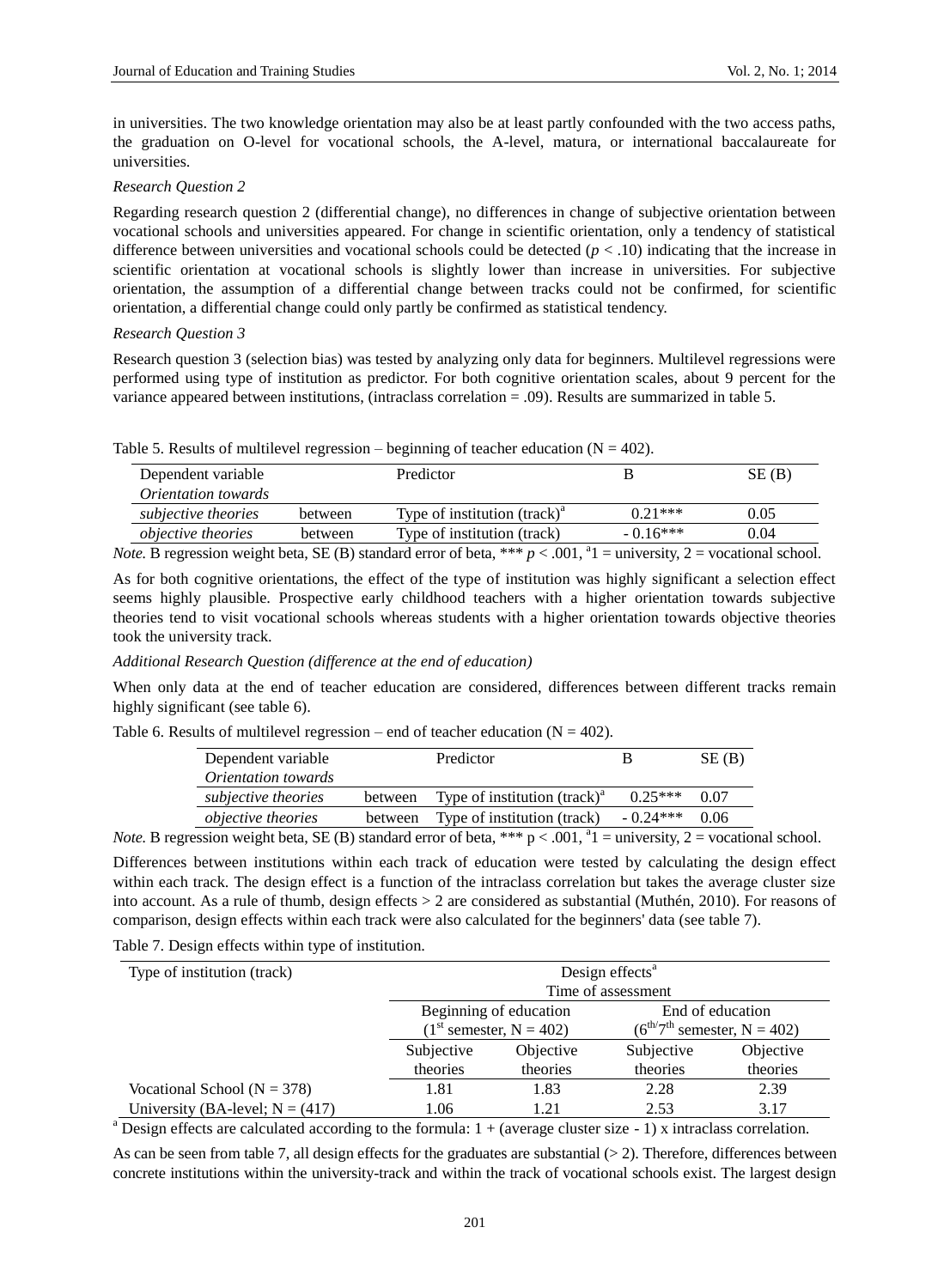in universities. The two knowledge orientation may also be at least partly confounded with the two access paths, the graduation on O-level for vocational schools, the A-level, matura, or international baccalaureate for universities.

*Research Question 2*

Regarding research question 2 (differential change), no differences in change of subjective orientation between vocational schools and universities appeared. For change in scientific orientation, only a tendency of statistical difference between universities and vocational schools could be detected ($p < .10$) indicating that the increase in scientific orientation at vocational schools is slightly lower than increase in universities. For subjective orientation, the assumption of a differential change between tracks could not be confirmed, for scientific orientation, a differential change could only partly be confirmed as statistical tendency.

*Research Question 3*

Research question 3 (selection bias) was tested by analyzing only data for beginners. Multilevel regressions were performed using type of institution as predictor. For both cognitive orientation scales, about 9 percent for the variance appeared between institutions, (intraclass correlation = .09). Results are summarized in table 5.

Table 5. Results of multilevel regression – beginning of teacher education (N = 402).

| Dependent variable *Orientation towards* | | Predictor | B | SE (B) |
|---|---|---|---|---|
| *subjective theories* | between | Type of institution (track)[a] | 0.21*** | 0.05 |
| *objective theories* | between | Type of institution (track) | - 0.16*** | 0.04 |

*Note.* B regression weight beta, SE (B) standard error of beta, *** $p < .001$, [a]1 = university, 2 = vocational school.

As for both cognitive orientations, the effect of the type of institution was highly significant a selection effect seems highly plausible. Prospective early childhood teachers with a higher orientation towards subjective theories tend to visit vocational schools whereas students with a higher orientation towards objective theories took the university track.

*Additional Research Question (difference at the end of education)*

When only data at the end of teacher education are considered, differences between different tracks remain highly significant (see table 6).

Table 6. Results of multilevel regression – end of teacher education (N = 402).

| Dependent variable *Orientation towards* | | Predictor | B | SE (B) |
|---|---|---|---|---|
| *subjective theories* | between | Type of institution (track)[a] | 0.25*** | 0.07 |
| *objective theories* | between | Type of institution (track) | - 0.24*** | 0.06 |

*Note.* B regression weight beta, SE (B) standard error of beta, *** $p < .001$, [a]1 = university, 2 = vocational school.

Differences between institutions within each track of education were tested by calculating the design effect within each track. The design effect is a function of the intraclass correlation but takes the average cluster size into account. As a rule of thumb, design effects > 2 are considered as substantial (Muthén, 2010). For reasons of comparison, design effects within each track were also calculated for the beginners' data (see table 7).

Table 7. Design effects within type of institution.

| Type of institution (track) | Design effects[a] | | | |
|---|---|---|---|---|
| | Time of assessment | | | |
| | Beginning of education (1st semester, N = 402) | | End of education (6th/7th semester, N = 402) | |
| | Subjective theories | Objective theories | Subjective theories | Objective theories |
| Vocational School (N = 378) | 1.81 | 1.83 | 2.28 | 2.39 |
| University (BA-level; N = (417) | 1.06 | 1.21 | 2.53 | 3.17 |

[a] Design effects are calculated according to the formula: 1 + (average cluster size - 1) x intraclass correlation.

As can be seen from table 7, all design effects for the graduates are substantial (> 2). Therefore, differences between concrete institutions within the university-track and within the track of vocational schools exist. The largest design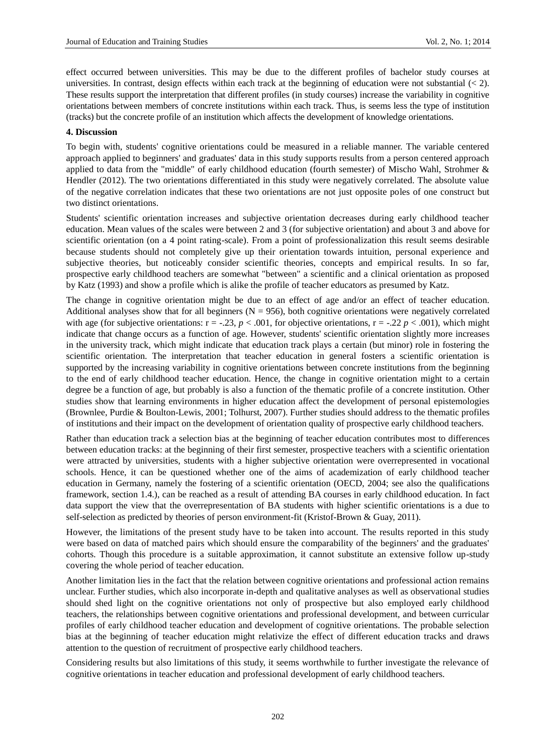effect occurred between universities. This may be due to the different profiles of bachelor study courses at universities. In contrast, design effects within each track at the beginning of education were not substantial (< 2). These results support the interpretation that different profiles (in study courses) increase the variability in cognitive orientations between members of concrete institutions within each track. Thus, is seems less the type of institution (tracks) but the concrete profile of an institution which affects the development of knowledge orientations.

## 4. Discussion

To begin with, students' cognitive orientations could be measured in a reliable manner. The variable centered approach applied to beginners' and graduates' data in this study supports results from a person centered approach applied to data from the "middle" of early childhood education (fourth semester) of Mischo Wahl, Strohmer & Hendler (2012). The two orientations differentiated in this study were negatively correlated. The absolute value of the negative correlation indicates that these two orientations are not just opposite poles of one construct but two distinct orientations.

Students' scientific orientation increases and subjective orientation decreases during early childhood teacher education. Mean values of the scales were between 2 and 3 (for subjective orientation) and about 3 and above for scientific orientation (on a 4 point rating-scale). From a point of professionalization this result seems desirable because students should not completely give up their orientation towards intuition, personal experience and subjective theories, but noticeably consider scientific theories, concepts and empirical results. In so far, prospective early childhood teachers are somewhat "between" a scientific and a clinical orientation as proposed by Katz (1993) and show a profile which is alike the profile of teacher educators as presumed by Katz.

The change in cognitive orientation might be due to an effect of age and/or an effect of teacher education. Additional analyses show that for all beginners ($N = 956$), both cognitive orientations were negatively correlated with age (for subjective orientations: $r = -.23$, $p < .001$, for objective orientations, $r = -.22$ $p < .001$), which might indicate that change occurs as a function of age. However, students' scientific orientation slightly more increases in the university track, which might indicate that education track plays a certain (but minor) role in fostering the scientific orientation. The interpretation that teacher education in general fosters a scientific orientation is supported by the increasing variability in cognitive orientations between concrete institutions from the beginning to the end of early childhood teacher education. Hence, the change in cognitive orientation might to a certain degree be a function of age, but probably is also a function of the thematic profile of a concrete institution. Other studies show that learning environments in higher education affect the development of personal epistemologies (Brownlee, Purdie & Boulton-Lewis, 2001; Tolhurst, 2007). Further studies should address to the thematic profiles of institutions and their impact on the development of orientation quality of prospective early childhood teachers.

Rather than education track a selection bias at the beginning of teacher education contributes most to differences between education tracks: at the beginning of their first semester, prospective teachers with a scientific orientation were attracted by universities, students with a higher subjective orientation were overrepresented in vocational schools. Hence, it can be questioned whether one of the aims of academization of early childhood teacher education in Germany, namely the fostering of a scientific orientation (OECD, 2004; see also the qualifications framework, section 1.4.), can be reached as a result of attending BA courses in early childhood education. In fact data support the view that the overrepresentation of BA students with higher scientific orientations is a due to self-selection as predicted by theories of person environment-fit (Kristof-Brown & Guay, 2011).

However, the limitations of the present study have to be taken into account. The results reported in this study were based on data of matched pairs which should ensure the comparability of the beginners' and the graduates' cohorts. Though this procedure is a suitable approximation, it cannot substitute an extensive follow up-study covering the whole period of teacher education.

Another limitation lies in the fact that the relation between cognitive orientations and professional action remains unclear. Further studies, which also incorporate in-depth and qualitative analyses as well as observational studies should shed light on the cognitive orientations not only of prospective but also employed early childhood teachers, the relationships between cognitive orientations and professional development, and between curricular profiles of early childhood teacher education and development of cognitive orientations. The probable selection bias at the beginning of teacher education might relativize the effect of different education tracks and draws attention to the question of recruitment of prospective early childhood teachers.

Considering results but also limitations of this study, it seems worthwhile to further investigate the relevance of cognitive orientations in teacher education and professional development of early childhood teachers.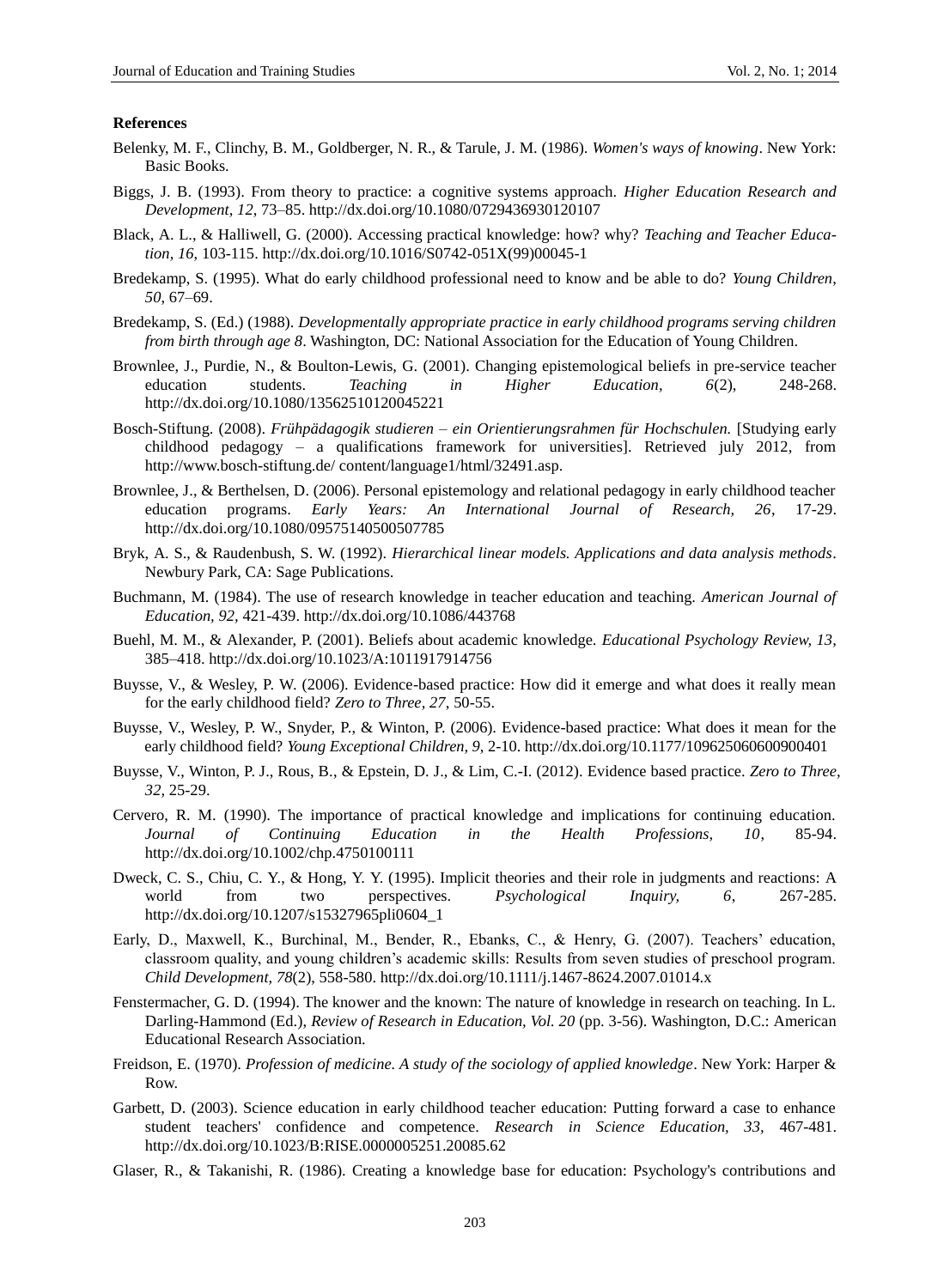**References**

Belenky, M. F., Clinchy, B. M., Goldberger, N. R., & Tarule, J. M. (1986). *Women's ways of knowing*. New York: Basic Books.

Biggs, J. B. (1993). From theory to practice: a cognitive systems approach. *Higher Education Research and Development, 12*, 73–85. http://dx.doi.org/10.1080/0729436930120107

Black, A. L., & Halliwell, G. (2000). Accessing practical knowledge: how? why? *Teaching and Teacher Education, 16*, 103-115. http://dx.doi.org/10.1016/S0742-051X(99)00045-1

Bredekamp, S. (1995). What do early childhood professional need to know and be able to do? *Young Children, 50*, 67–69.

Bredekamp, S. (Ed.) (1988). *Developmentally appropriate practice in early childhood programs serving children from birth through age 8*. Washington, DC: National Association for the Education of Young Children.

Brownlee, J., Purdie, N., & Boulton-Lewis, G. (2001). Changing epistemological beliefs in pre-service teacher education students. *Teaching in Higher Education, 6*(2), 248-268. http://dx.doi.org/10.1080/13562510120045221

Bosch-Stiftung. (2008). *Frühpädagogik studieren – ein Orientierungsrahmen für Hochschulen.* [Studying early childhood pedagogy – a qualifications framework for universities]. Retrieved july 2012, from http://www.bosch-stiftung.de/ content/language1/html/32491.asp.

Brownlee, J., & Berthelsen, D. (2006). Personal epistemology and relational pedagogy in early childhood teacher education programs. *Early Years: An International Journal of Research, 26*, 17-29. http://dx.doi.org/10.1080/09575140500507785

Bryk, A. S., & Raudenbush, S. W. (1992). *Hierarchical linear models. Applications and data analysis methods*. Newbury Park, CA: Sage Publications.

Buchmann, M. (1984). The use of research knowledge in teacher education and teaching. *American Journal of Education, 92*, 421-439. http://dx.doi.org/10.1086/443768

Buehl, M. M., & Alexander, P. (2001). Beliefs about academic knowledge. *Educational Psychology Review, 13*, 385–418. http://dx.doi.org/10.1023/A:1011917914756

Buysse, V., & Wesley, P. W. (2006). Evidence-based practice: How did it emerge and what does it really mean for the early childhood field? *Zero to Three, 27*, 50-55.

Buysse, V., Wesley, P. W., Snyder, P., & Winton, P. (2006). Evidence-based practice: What does it mean for the early childhood field? *Young Exceptional Children, 9*, 2-10. http://dx.doi.org/10.1177/109625060600900401

Buysse, V., Winton, P. J., Rous, B., & Epstein, D. J., & Lim, C.-I. (2012). Evidence based practice. *Zero to Three, 32*, 25-29.

Cervero, R. M. (1990). The importance of practical knowledge and implications for continuing education. *Journal of Continuing Education in the Health Professions, 10*, 85-94. http://dx.doi.org/10.1002/chp.4750100111

Dweck, C. S., Chiu, C. Y., & Hong, Y. Y. (1995). Implicit theories and their role in judgments and reactions: A world from two perspectives. *Psychological Inquiry, 6*, 267-285. http://dx.doi.org/10.1207/s15327965pli0604_1

Early, D., Maxwell, K., Burchinal, M., Bender, R., Ebanks, C., & Henry, G. (2007). Teachers' education, classroom quality, and young children's academic skills: Results from seven studies of preschool program. *Child Development, 78*(2), 558-580. http://dx.doi.org/10.1111/j.1467-8624.2007.01014.x

Fenstermacher, G. D. (1994). The knower and the known: The nature of knowledge in research on teaching. In L. Darling-Hammond (Ed.), *Review of Research in Education, Vol. 20* (pp. 3-56). Washington, D.C.: American Educational Research Association.

Freidson, E. (1970). *Profession of medicine. A study of the sociology of applied knowledge*. New York: Harper & Row.

Garbett, D. (2003). Science education in early childhood teacher education: Putting forward a case to enhance student teachers' confidence and competence. *Research in Science Education, 33*, 467-481. http://dx.doi.org/10.1023/B:RISE.0000005251.20085.62

Glaser, R., & Takanishi, R. (1986). Creating a knowledge base for education: Psychology's contributions and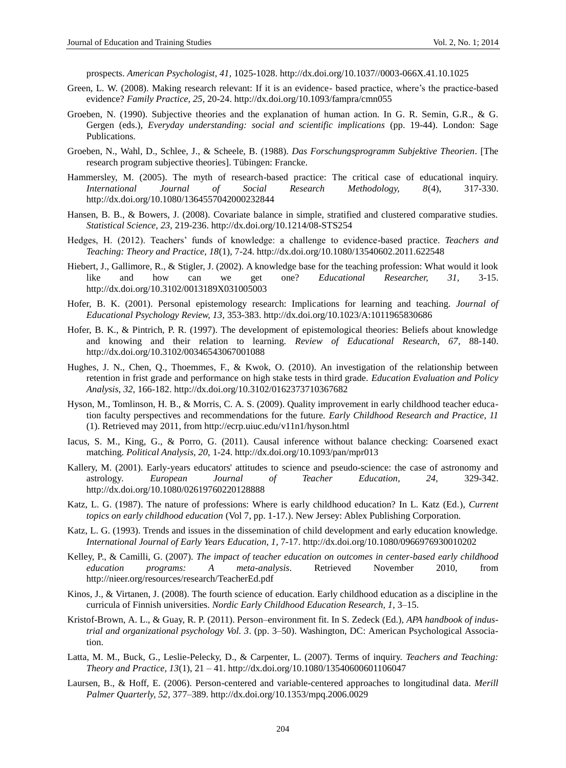prospects. *American Psychologist, 41,* 1025-1028. http://dx.doi.org/10.1037//0003-066X.41.10.1025

Green, L. W. (2008). Making research relevant: If it is an evidence- based practice, where's the practice-based evidence? *Family Practice, 25*, 20-24. http://dx.doi.org/10.1093/fampra/cmn055

Groeben, N. (1990). Subjective theories and the explanation of human action. In G. R. Semin, G.R., & G. Gergen (eds.), *Everyday understanding: social and scientific implications* (pp. 19-44). London: Sage Publications.

Groeben, N., Wahl, D., Schlee, J., & Scheele, B. (1988). *Das Forschungsprogramm Subjektive Theorien*. [The research program subjective theories]. Tübingen: Francke.

Hammersley, M. (2005). The myth of research-based practice: The critical case of educational inquiry. *International Journal of Social Research Methodology, 8*(4), 317-330. http://dx.doi.org/10.1080/1364557042000232844

Hansen, B. B., & Bowers, J. (2008). Covariate balance in simple, stratified and clustered comparative studies. *Statistical Science, 23*, 219-236. http://dx.doi.org/10.1214/08-STS254

Hedges, H. (2012). Teachers' funds of knowledge: a challenge to evidence-based practice. *Teachers and Teaching: Theory and Practice, 18*(1), 7-24. http://dx.doi.org/10.1080/13540602.2011.622548

Hiebert, J., Gallimore, R., & Stigler, J. (2002). A knowledge base for the teaching profession: What would it look like and how can we get one? *Educational Researcher, 31*, 3-15. http://dx.doi.org/10.3102/0013189X031005003

Hofer, B. K. (2001). Personal epistemology research: Implications for learning and teaching. *Journal of Educational Psychology Review, 13*, 353-383. http://dx.doi.org/10.1023/A:1011965830686

Hofer, B. K., & Pintrich, P. R. (1997). The development of epistemological theories: Beliefs about knowledge and knowing and their relation to learning. *Review of Educational Research, 67*, 88-140. http://dx.doi.org/10.3102/00346543067001088

Hughes, J. N., Chen, Q., Thoemmes, F., & Kwok, O. (2010). An investigation of the relationship between retention in frist grade and performance on high stake tests in third grade. *Education Evaluation and Policy Analysis, 32,* 166-182. http://dx.doi.org/10.3102/0162373710367682

Hyson, M., Tomlinson, H. B., & Morris, C. A. S. (2009). Quality improvement in early childhood teacher education faculty perspectives and recommendations for the future. *Early Childhood Research and Practice, 11* (1). Retrieved may 2011, from http://ecrp.uiuc.edu/v11n1/hyson.html

Iacus, S. M., King, G., & Porro, G. (2011). Causal inference without balance checking: Coarsened exact matching. *Political Analysis, 20,* 1-24. http://dx.doi.org/10.1093/pan/mpr013

Kallery, M. (2001). Early-years educators' attitudes to science and pseudo-science: the case of astronomy and astrology. *European Journal of Teacher Education, 24,* 329-342. http://dx.doi.org/10.1080/02619760220128888

Katz, L. G. (1987). The nature of professions: Where is early childhood education? In L. Katz (Ed.), *Current topics on early childhood education* (Vol 7, pp. 1-17.). New Jersey: Ablex Publishing Corporation.

Katz, L. G. (1993). Trends and issues in the dissemination of child development and early education knowledge. *International Journal of Early Years Education, 1,* 7-17. http://dx.doi.org/10.1080/0966976930010202

Kelley, P., & Camilli, G. (2007). *The impact of teacher education on outcomes in center-based early childhood education programs: A meta-analysis*. Retrieved November 2010, from http://nieer.org/resources/research/TeacherEd.pdf

Kinos, J., & Virtanen, J. (2008). The fourth science of education. Early childhood education as a discipline in the curricula of Finnish universities. *Nordic Early Childhood Education Research, 1,* 3–15.

Kristof-Brown, A. L., & Guay, R. P. (2011). Person–environment fit. In S. Zedeck (Ed.), *APA handbook of industrial and organizational psychology Vol. 3*. (pp. 3–50). Washington, DC: American Psychological Association.

Latta, M. M., Buck, G., Leslie-Pelecky, D., & Carpenter, L. (2007). Terms of inquiry. *Teachers and Teaching: Theory and Practice, 13*(1), 21 – 41. http://dx.doi.org/10.1080/13540600601106047

Laursen, B., & Hoff, E. (2006). Person-centered and variable-centered approaches to longitudinal data. *Merill Palmer Quarterly, 52,* 377–389. http://dx.doi.org/10.1353/mpq.2006.0029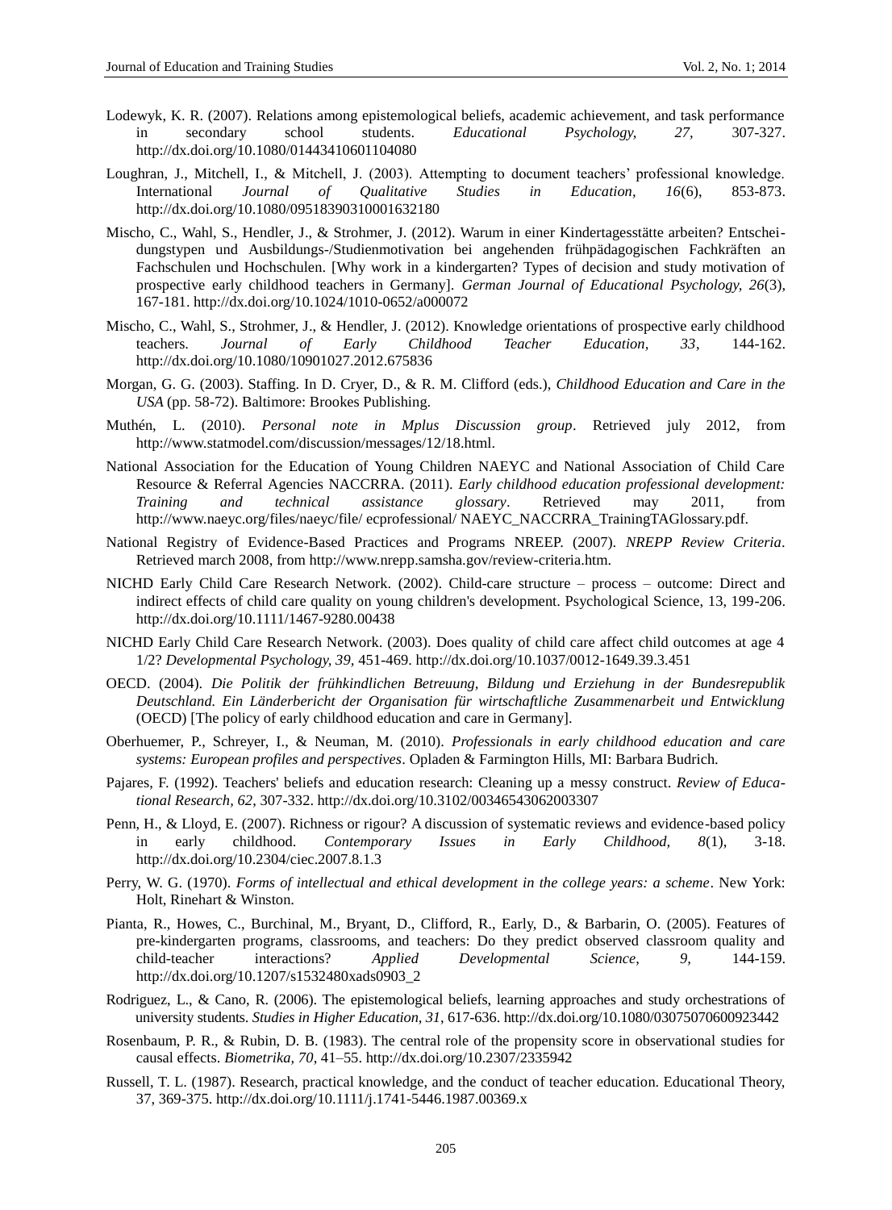Lodewyk, K. R. (2007). Relations among epistemological beliefs, academic achievement, and task performance in secondary school students. *Educational Psychology, 27*, 307-327. http://dx.doi.org/10.1080/01443410601104080

Loughran, J., Mitchell, I., & Mitchell, J. (2003). Attempting to document teachers' professional knowledge. International *Journal of Qualitative Studies in Education, 16*(6), 853-873. http://dx.doi.org/10.1080/09518390310001632180

Mischo, C., Wahl, S., Hendler, J., & Strohmer, J. (2012). Warum in einer Kindertagesstätte arbeiten? Entscheidungstypen und Ausbildungs-/Studienmotivation bei angehenden frühpädagogischen Fachkräften an Fachschulen und Hochschulen. [Why work in a kindergarten? Types of decision and study motivation of prospective early childhood teachers in Germany]. *German Journal of Educational Psychology, 26*(3), 167-181. http://dx.doi.org/10.1024/1010-0652/a000072

Mischo, C., Wahl, S., Strohmer, J., & Hendler, J. (2012). Knowledge orientations of prospective early childhood teachers. *Journal of Early Childhood Teacher Education, 33*, 144-162. http://dx.doi.org/10.1080/10901027.2012.675836

Morgan, G. G. (2003). Staffing. In D. Cryer, D., & R. M. Clifford (eds.), *Childhood Education and Care in the USA* (pp. 58-72). Baltimore: Brookes Publishing.

Muthén, L. (2010). *Personal note in Mplus Discussion group*. Retrieved july 2012, from http://www.statmodel.com/discussion/messages/12/18.html.

National Association for the Education of Young Children NAEYC and National Association of Child Care Resource & Referral Agencies NACCRRA. (2011). *Early childhood education professional development: Training and technical assistance glossary*. Retrieved may 2011, from http://www.naeyc.org/files/naeyc/file/ ecprofessional/ NAEYC_NACCRRA_TrainingTAGlossary.pdf.

National Registry of Evidence-Based Practices and Programs NREEP. (2007). *NREPP Review Criteria*. Retrieved march 2008, from http://www.nrepp.samsha.gov/review-criteria.htm.

NICHD Early Child Care Research Network. (2002). Child-care structure – process – outcome: Direct and indirect effects of child care quality on young children's development. Psychological Science, 13, 199-206. http://dx.doi.org/10.1111/1467-9280.00438

NICHD Early Child Care Research Network. (2003). Does quality of child care affect child outcomes at age 4 1/2? *Developmental Psychology, 39*, 451-469. http://dx.doi.org/10.1037/0012-1649.39.3.451

OECD. (2004). *Die Politik der frühkindlichen Betreuung, Bildung und Erziehung in der Bundesrepublik Deutschland. Ein Länderbericht der Organisation für wirtschaftliche Zusammenarbeit und Entwicklung* (OECD) [The policy of early childhood education and care in Germany].

Oberhuemer, P., Schreyer, I., & Neuman, M. (2010). *Professionals in early childhood education and care systems: European profiles and perspectives*. Opladen & Farmington Hills, MI: Barbara Budrich.

Pajares, F. (1992). Teachers' beliefs and education research: Cleaning up a messy construct. *Review of Educational Research, 62*, 307-332. http://dx.doi.org/10.3102/00346543062003307

Penn, H., & Lloyd, E. (2007). Richness or rigour? A discussion of systematic reviews and evidence-based policy in early childhood. *Contemporary Issues in Early Childhood, 8*(1), 3-18. http://dx.doi.org/10.2304/ciec.2007.8.1.3

Perry, W. G. (1970). *Forms of intellectual and ethical development in the college years: a scheme*. New York: Holt, Rinehart & Winston.

Pianta, R., Howes, C., Burchinal, M., Bryant, D., Clifford, R., Early, D., & Barbarin, O. (2005). Features of pre-kindergarten programs, classrooms, and teachers: Do they predict observed classroom quality and child-teacher interactions? *Applied Developmental Science, 9*, 144-159. http://dx.doi.org/10.1207/s1532480xads0903_2

Rodriguez, L., & Cano, R. (2006). The epistemological beliefs, learning approaches and study orchestrations of university students. *Studies in Higher Education, 31*, 617-636. http://dx.doi.org/10.1080/03075070600923442

Rosenbaum, P. R., & Rubin, D. B. (1983). The central role of the propensity score in observational studies for causal effects. *Biometrika, 70*, 41–55. http://dx.doi.org/10.2307/2335942

Russell, T. L. (1987). Research, practical knowledge, and the conduct of teacher education. Educational Theory, 37, 369-375. http://dx.doi.org/10.1111/j.1741-5446.1987.00369.x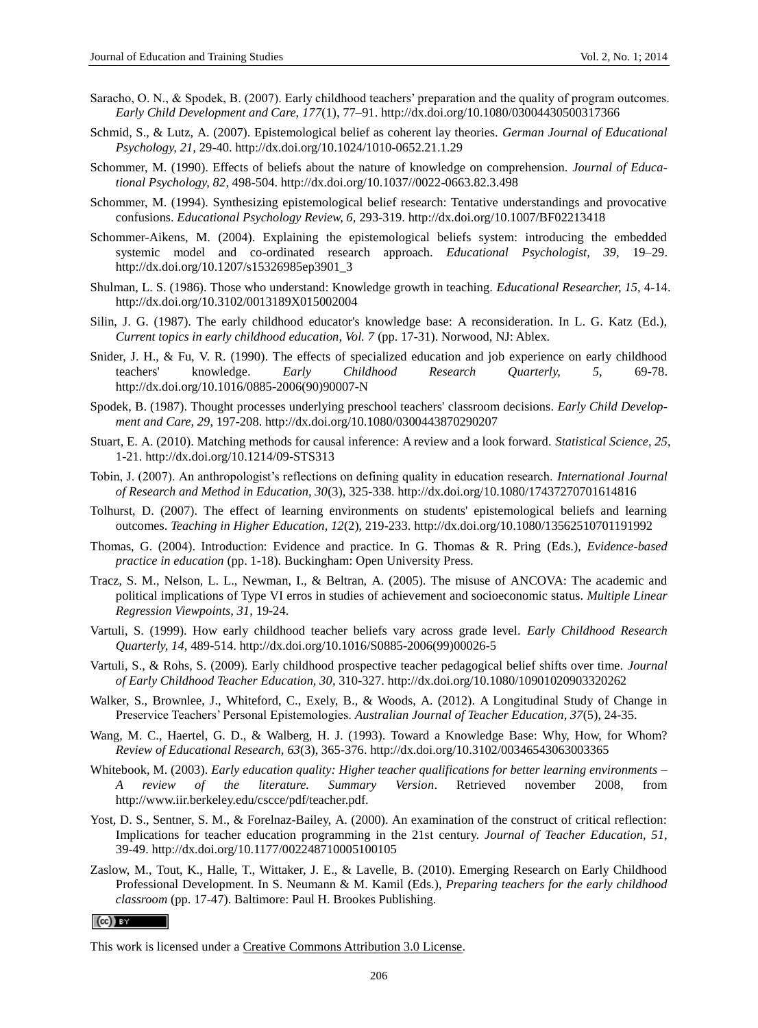Saracho, O. N., & Spodek, B. (2007). Early childhood teachers' preparation and the quality of program outcomes. *Early Child Development and Care, 177*(1), 77–91. http://dx.doi.org/10.1080/03004430500317366

Schmid, S., & Lutz, A. (2007). Epistemological belief as coherent lay theories. *German Journal of Educational Psychology, 21,* 29-40. http://dx.doi.org/10.1024/1010-0652.21.1.29

Schommer, M. (1990). Effects of beliefs about the nature of knowledge on comprehension. *Journal of Educational Psychology, 82,* 498-504. http://dx.doi.org/10.1037//0022-0663.82.3.498

Schommer, M. (1994). Synthesizing epistemological belief research: Tentative understandings and provocative confusions. *Educational Psychology Review, 6,* 293-319. http://dx.doi.org/10.1007/BF02213418

Schommer-Aikens, M. (2004). Explaining the epistemological beliefs system: introducing the embedded systemic model and co-ordinated research approach. *Educational Psychologist, 39*, 19–29. http://dx.doi.org/10.1207/s15326985ep3901_3

Shulman, L. S. (1986). Those who understand: Knowledge growth in teaching. *Educational Researcher, 15,* 4-14. http://dx.doi.org/10.3102/0013189X015002004

Silin, J. G. (1987). The early childhood educator's knowledge base: A reconsideration. In L. G. Katz (Ed.), *Current topics in early childhood education, Vol. 7* (pp. 17-31). Norwood, NJ: Ablex.

Snider, J. H., & Fu, V. R. (1990). The effects of specialized education and job experience on early childhood teachers' knowledge. *Early Childhood Research Quarterly, 5*, 69-78. http://dx.doi.org/10.1016/0885-2006(90)90007-N

Spodek, B. (1987). Thought processes underlying preschool teachers' classroom decisions. *Early Child Development and Care, 29,* 197-208. http://dx.doi.org/10.1080/0300443870290207

Stuart, E. A. (2010). Matching methods for causal inference: A review and a look forward. *Statistical Science, 25*, 1-21. http://dx.doi.org/10.1214/09-STS313

Tobin, J. (2007). An anthropologist's reflections on defining quality in education research. *International Journal of Research and Method in Education, 30*(3), 325-338. http://dx.doi.org/10.1080/17437270701614816

Tolhurst, D. (2007). The effect of learning environments on students' epistemological beliefs and learning outcomes. *Teaching in Higher Education, 12*(2), 219-233. http://dx.doi.org/10.1080/13562510701191992

Thomas, G. (2004). Introduction: Evidence and practice. In G. Thomas & R. Pring (Eds.), *Evidence-based practice in education* (pp. 1-18). Buckingham: Open University Press.

Tracz, S. M., Nelson, L. L., Newman, I., & Beltran, A. (2005). The misuse of ANCOVA: The academic and political implications of Type VI erros in studies of achievement and socioeconomic status. *Multiple Linear Regression Viewpoints, 31,* 19-24.

Vartuli, S. (1999). How early childhood teacher beliefs vary across grade level. *Early Childhood Research Quarterly, 14,* 489-514. http://dx.doi.org/10.1016/S0885-2006(99)00026-5

Vartuli, S., & Rohs, S. (2009). Early childhood prospective teacher pedagogical belief shifts over time. *Journal of Early Childhood Teacher Education, 30*, 310-327. http://dx.doi.org/10.1080/10901020903320262

Walker, S., Brownlee, J., Whiteford, C., Exely, B., & Woods, A. (2012). A Longitudinal Study of Change in Preservice Teachers' Personal Epistemologies. *Australian Journal of Teacher Education, 37*(5), 24-35.

Wang, M. C., Haertel, G. D., & Walberg, H. J. (1993). Toward a Knowledge Base: Why, How, for Whom? *Review of Educational Research, 63*(3), 365-376. http://dx.doi.org/10.3102/00346543063003365

Whitebook, M. (2003). *Early education quality: Higher teacher qualifications for better learning environments – A review of the literature. Summary Version*. Retrieved november 2008, from http://www.iir.berkeley.edu/cscce/pdf/teacher.pdf.

Yost, D. S., Sentner, S. M., & Forelnaz-Bailey, A. (2000). An examination of the construct of critical reflection: Implications for teacher education programming in the 21st century. *Journal of Teacher Education, 51,* 39-49. http://dx.doi.org/10.1177/002248710005100105

Zaslow, M., Tout, K., Halle, T., Wittaker, J. E., & Lavelle, B. (2010). Emerging Research on Early Childhood Professional Development. In S. Neumann & M. Kamil (Eds.), *Preparing teachers for the early childhood classroom* (pp. 17-47). Baltimore: Paul H. Brookes Publishing.

This work is licensed under a Creative Commons Attribution 3.0 License.